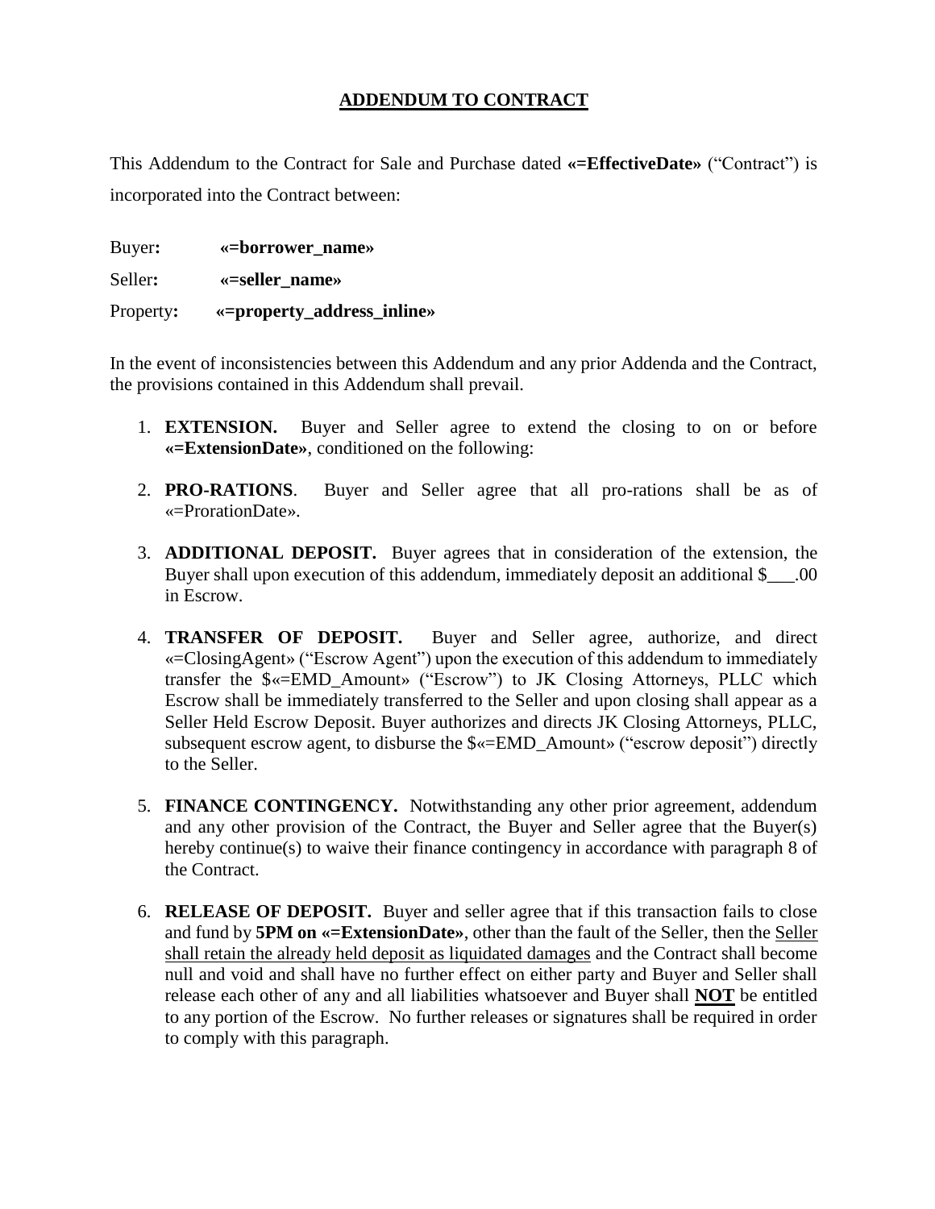# ADDENDUM TO CONTRACT

This Addendum to the Contract for Sale and Purchase dated **«=EffectiveDate»** ("Contract") is incorporated into the Contract between:

Buyer**:** **«=borrower_name»**

Seller**:** **«=seller_name»**

Property**:** **«=property_address_inline»**

In the event of inconsistencies between this Addendum and any prior Addenda and the Contract, the provisions contained in this Addendum shall prevail.

1. **EXTENSION.** Buyer and Seller agree to extend the closing to on or before **«=ExtensionDate»**, conditioned on the following:

2. **PRO-RATIONS**. Buyer and Seller agree that all pro-rations shall be as of «=ProrationDate».

3. **ADDITIONAL DEPOSIT.** Buyer agrees that in consideration of the extension, the Buyer shall upon execution of this addendum, immediately deposit an additional $___.00 in Escrow.

4. **TRANSFER OF DEPOSIT.** Buyer and Seller agree, authorize, and direct «=ClosingAgent» ("Escrow Agent") upon the execution of this addendum to immediately transfer the $«=EMD_Amount» ("Escrow") to JK Closing Attorneys, PLLC which Escrow shall be immediately transferred to the Seller and upon closing shall appear as a Seller Held Escrow Deposit. Buyer authorizes and directs JK Closing Attorneys, PLLC, subsequent escrow agent, to disburse the $«=EMD_Amount» ("escrow deposit") directly to the Seller.

5. **FINANCE CONTINGENCY.** Notwithstanding any other prior agreement, addendum and any other provision of the Contract, the Buyer and Seller agree that the Buyer(s) hereby continue(s) to waive their finance contingency in accordance with paragraph 8 of the Contract.

6. **RELEASE OF DEPOSIT.** Buyer and seller agree that if this transaction fails to close and fund by **5PM on «=ExtensionDate»**, other than the fault of the Seller, then the Seller shall retain the already held deposit as liquidated damages and the Contract shall become null and void and shall have no further effect on either party and Buyer and Seller shall release each other of any and all liabilities whatsoever and Buyer shall **NOT** be entitled to any portion of the Escrow. No further releases or signatures shall be required in order to comply with this paragraph.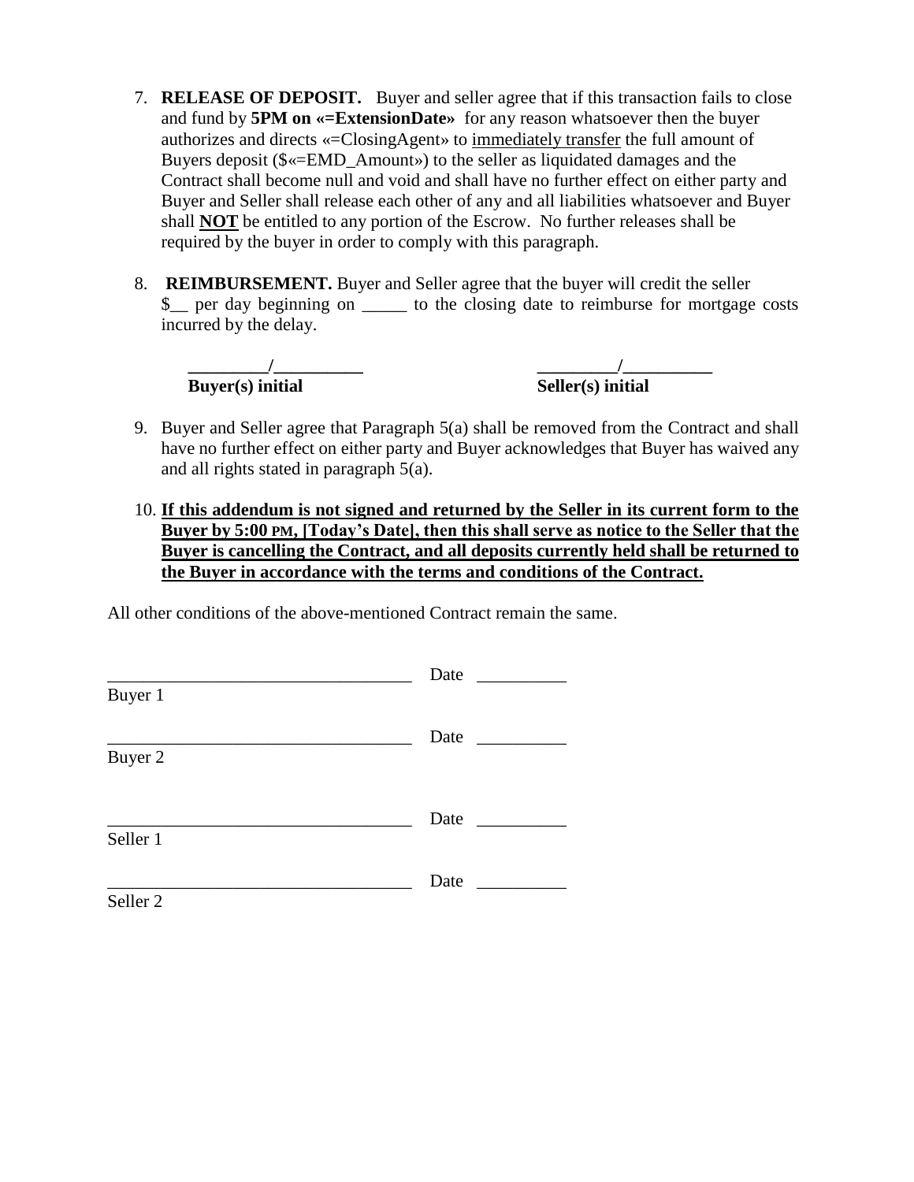7. **RELEASE OF DEPOSIT.** Buyer and seller agree that if this transaction fails to close and fund by **5PM on «=ExtensionDate»** for any reason whatsoever then the buyer authorizes and directs «=ClosingAgent» to immediately transfer the full amount of Buyers deposit ($«=EMD_Amount») to the seller as liquidated damages and the Contract shall become null and void and shall have no further effect on either party and Buyer and Seller shall release each other of any and all liabilities whatsoever and Buyer shall **NOT** be entitled to any portion of the Escrow. No further releases shall be required by the buyer in order to comply with this paragraph.

8. **REIMBURSEMENT.** Buyer and Seller agree that the buyer will credit the seller $__ per day beginning on _____ to the closing date to reimburse for mortgage costs incurred by the delay.

**_________/__________** **Buyer(s) initial**

**_________/__________** **Seller(s) initial**

9. Buyer and Seller agree that Paragraph 5(a) shall be removed from the Contract and shall have no further effect on either party and Buyer acknowledges that Buyer has waived any and all rights stated in paragraph 5(a).

10. **If this addendum is not signed and returned by the Seller in its current form to the Buyer by 5:00 PM, [Today's Date], then this shall serve as notice to the Seller that the Buyer is cancelling the Contract, and all deposits currently held shall be returned to the Buyer in accordance with the terms and conditions of the Contract.**

All other conditions of the above-mentioned Contract remain the same.

__________________________________ Date __________
Buyer 1

__________________________________ Date __________
Buyer 2

__________________________________ Date __________
Seller 1

__________________________________ Date __________
Seller 2